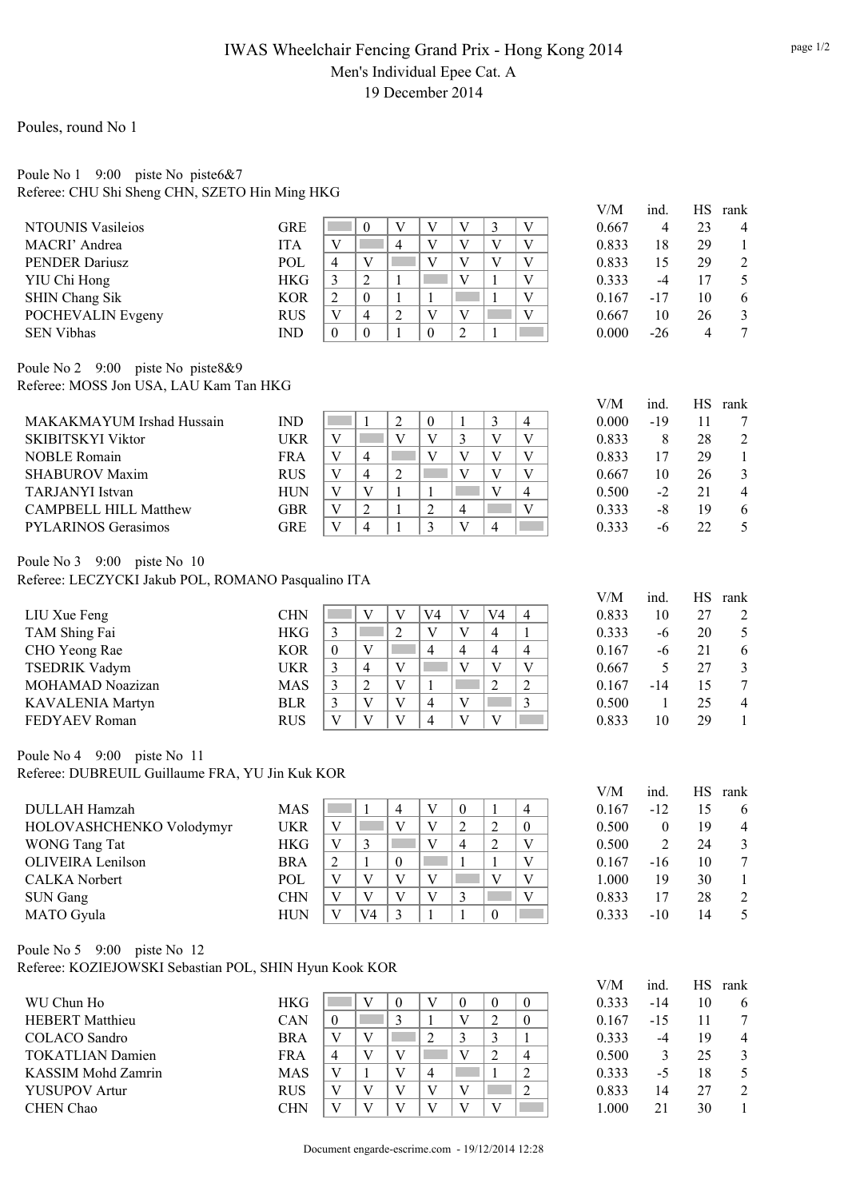# IWAS Wheelchair Fencing Grand Prix - Hong Kong 2014

## Men's Individual Epee Cat. A

## 19 December 2014

### Poules, round No 1

Poule No 1 9:00 piste No piste6&7
Referee: CHU Shi Sheng CHN, SZETO Hin Ming HKG

| Name | Nation | 1 | 2 | 3 | 4 | 5 | 6 | 7 | V/M | ind. | HS | rank |
|---|---|---|---|---|---|---|---|---|---|---|---|---|
| NTOUNIS Vasileios | GRE | | 0 | V | V | V | 3 | V | 0.667 | 4 | 23 | 4 |
| MACRI' Andrea | ITA | V | | 4 | V | V | V | V | 0.833 | 18 | 29 | 1 |
| PENDER Dariusz | POL | 4 | V | | V | V | V | V | 0.833 | 15 | 29 | 2 |
| YIU Chi Hong | HKG | 3 | 2 | 1 | | V | 1 | V | 0.333 | -4 | 17 | 5 |
| SHIN Chang Sik | KOR | 2 | 0 | 1 | 1 | | 1 | V | 0.167 | -17 | 10 | 6 |
| POCHEVALIN Evgeny | RUS | V | 4 | 2 | V | V | | V | 0.667 | 10 | 26 | 3 |
| SEN Vibhas | IND | 0 | 0 | 1 | 0 | 2 | 1 | | 0.000 | -26 | 4 | 7 |

Poule No 2 9:00 piste No piste8&9
Referee: MOSS Jon USA, LAU Kam Tan HKG

| Name | Nation | 1 | 2 | 3 | 4 | 5 | 6 | 7 | V/M | ind. | HS | rank |
|---|---|---|---|---|---|---|---|---|---|---|---|---|
| MAKAKMAYUM Irshad Hussain | IND | | 1 | 2 | 0 | 1 | 3 | 4 | 0.000 | -19 | 11 | 7 |
| SKIBITSKYI Viktor | UKR | V | | V | V | 3 | V | V | 0.833 | 8 | 28 | 2 |
| NOBLE Romain | FRA | V | 4 | | V | V | V | V | 0.833 | 17 | 29 | 1 |
| SHABUROV Maxim | RUS | V | 4 | 2 | | V | V | V | 0.667 | 10 | 26 | 3 |
| TARJANYI Istvan | HUN | V | V | 1 | 1 | | V | 4 | 0.500 | -2 | 21 | 4 |
| CAMPBELL HILL Matthew | GBR | V | 2 | 1 | 2 | 4 | | V | 0.333 | -8 | 19 | 6 |
| PYLARINOS Gerasimos | GRE | V | 4 | 1 | 3 | V | 4 | | 0.333 | -6 | 22 | 5 |

Poule No 3 9:00 piste No 10
Referee: LECZYCKI Jakub POL, ROMANO Pasqualino ITA

| Name | Nation | 1 | 2 | 3 | 4 | 5 | 6 | 7 | V/M | ind. | HS | rank |
|---|---|---|---|---|---|---|---|---|---|---|---|---|
| LIU Xue Feng | CHN | | V | V | V4 | V | V4 | 4 | 0.833 | 10 | 27 | 2 |
| TAM Shing Fai | HKG | 3 | | 2 | V | V | 4 | 1 | 0.333 | -6 | 20 | 5 |
| CHO Yeong Rae | KOR | 0 | V | | 4 | 4 | 4 | 4 | 0.167 | -6 | 21 | 6 |
| TSEDRIK Vadym | UKR | 3 | 4 | V | | V | V | V | 0.667 | 5 | 27 | 3 |
| MOHAMAD Noazizan | MAS | 3 | 2 | V | 1 | | 2 | 2 | 0.167 | -14 | 15 | 7 |
| KAVALENIA Martyn | BLR | 3 | V | V | 4 | V | | 3 | 0.500 | 1 | 25 | 4 |
| FEDYAEV Roman | RUS | V | V | V | 4 | V | V | | 0.833 | 10 | 29 | 1 |

Poule No 4 9:00 piste No 11
Referee: DUBREUIL Guillaume FRA, YU Jin Kuk KOR

| Name | Nation | 1 | 2 | 3 | 4 | 5 | 6 | 7 | V/M | ind. | HS | rank |
|---|---|---|---|---|---|---|---|---|---|---|---|---|
| DULLAH Hamzah | MAS | | 1 | 4 | V | 0 | 1 | 4 | 0.167 | -12 | 15 | 6 |
| HOLOVASHCHENKO Volodymyr | UKR | V | | V | V | 2 | 2 | 0 | 0.500 | 0 | 19 | 4 |
| WONG Tang Tat | HKG | V | 3 | | V | 4 | 2 | V | 0.500 | 2 | 24 | 3 |
| OLIVEIRA Lenilson | BRA | 2 | 1 | 0 | | 1 | 1 | V | 0.167 | -16 | 10 | 7 |
| CALKA Norbert | POL | V | V | V | V | | V | V | 1.000 | 19 | 30 | 1 |
| SUN Gang | CHN | V | V | V | V | 3 | | V | 0.833 | 17 | 28 | 2 |
| MATO Gyula | HUN | V | V4 | 3 | 1 | 1 | 0 | | 0.333 | -10 | 14 | 5 |

Poule No 5 9:00 piste No 12
Referee: KOZIEJOWSKI Sebastian POL, SHIN Hyun Kook KOR

| Name | Nation | 1 | 2 | 3 | 4 | 5 | 6 | 7 | V/M | ind. | HS | rank |
|---|---|---|---|---|---|---|---|---|---|---|---|---|
| WU Chun Ho | HKG | | V | 0 | V | 0 | 0 | 0 | 0.333 | -14 | 10 | 6 |
| HEBERT Matthieu | CAN | 0 | | 3 | 1 | V | 2 | 0 | 0.167 | -15 | 11 | 7 |
| COLACO Sandro | BRA | V | V | | 2 | 3 | 3 | 1 | 0.333 | -4 | 19 | 4 |
| TOKATLIAN Damien | FRA | 4 | V | V | | V | 2 | 4 | 0.500 | 3 | 25 | 3 |
| KASSIM Mohd Zamrin | MAS | V | 1 | V | 4 | | 1 | 2 | 0.333 | -5 | 18 | 5 |
| YUSUPOV Artur | RUS | V | V | V | V | V | | 2 | 0.833 | 14 | 27 | 2 |
| CHEN Chao | CHN | V | V | V | V | V | V | | 1.000 | 21 | 30 | 1 |

Document engarde-escrime.com - 19/12/2014 12:28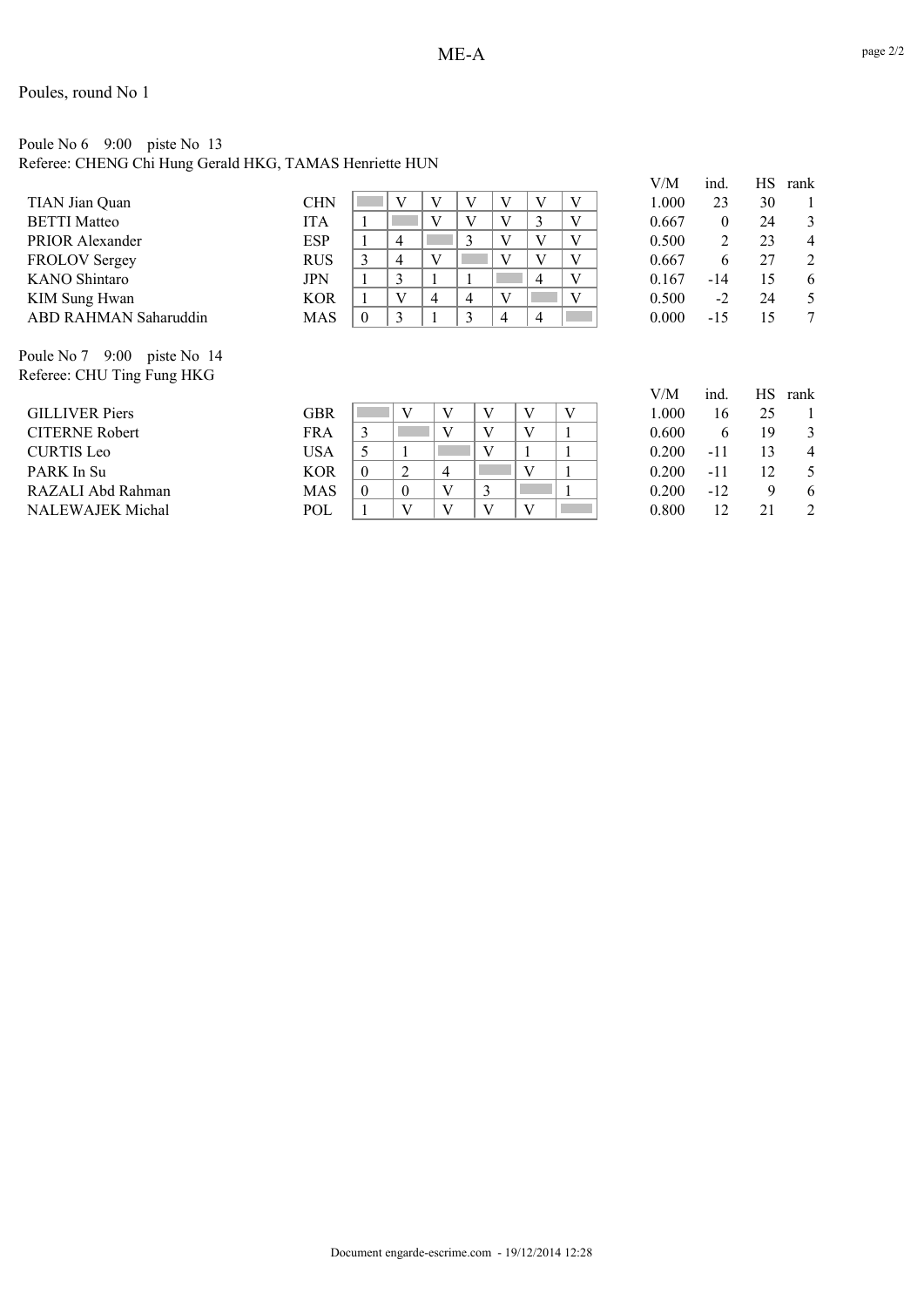# ME-A

Poules, round No 1

Poule No 6    9:00    piste No  13
Referee: CHENG Chi Hung Gerald HKG, TAMAS Henriette HUN

| Name | Nation | 1 | 2 | 3 | 4 | 5 | 6 | 7 | V/M | ind. | HS | rank |
|---|---|---|---|---|---|---|---|---|---|---|---|---|
| TIAN Jian Quan | CHN | | V | V | V | V | V | V | 1.000 | 23 | 30 | 1 |
| BETTI Matteo | ITA | 1 | | V | V | V | 3 | V | 0.667 | 0 | 24 | 3 |
| PRIOR Alexander | ESP | 1 | 4 | | 3 | V | V | V | 0.500 | 2 | 23 | 4 |
| FROLOV Sergey | RUS | 3 | 4 | V | | V | V | V | 0.667 | 6 | 27 | 2 |
| KANO Shintaro | JPN | 1 | 3 | 1 | 1 | | 4 | V | 0.167 | -14 | 15 | 6 |
| KIM Sung Hwan | KOR | 1 | V | 4 | 4 | V | | V | 0.500 | -2 | 24 | 5 |
| ABD RAHMAN Saharuddin | MAS | 0 | 3 | 1 | 3 | 4 | 4 | | 0.000 | -15 | 15 | 7 |

Poule No 7    9:00    piste No  14
Referee: CHU Ting Fung HKG

| Name | Nation | 1 | 2 | 3 | 4 | 5 | 6 | V/M | ind. | HS | rank |
|---|---|---|---|---|---|---|---|---|---|---|---|
| GILLIVER Piers | GBR | | V | V | V | V | V | 1.000 | 16 | 25 | 1 |
| CITERNE Robert | FRA | 3 | | V | V | V | 1 | 0.600 | 6 | 19 | 3 |
| CURTIS Leo | USA | 5 | 1 | | V | 1 | 1 | 0.200 | -11 | 13 | 4 |
| PARK In Su | KOR | 0 | 2 | 4 | | V | 1 | 0.200 | -11 | 12 | 5 |
| RAZALI Abd Rahman | MAS | 0 | 0 | V | 3 | | 1 | 0.200 | -12 | 9 | 6 |
| NALEWAJEK Michal | POL | 1 | V | V | V | V | | 0.800 | 12 | 21 | 2 |

Document engarde-escrime.com  - 19/12/2014 12:28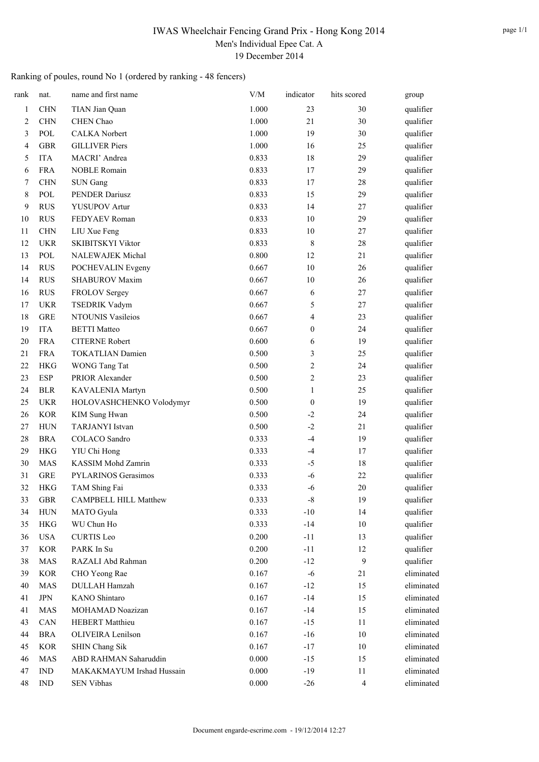# IWAS Wheelchair Fencing Grand Prix - Hong Kong 2014

Men's Individual Epee Cat. A

19 December 2014

Ranking of poules, round No 1 (ordered by ranking - 48 fencers)

| rank | nat. | name and first name | V/M | indicator | hits scored | group |
|---|---|---|---|---|---|---|
| 1 | CHN | TIAN Jian Quan | 1.000 | 23 | 30 | qualifier |
| 2 | CHN | CHEN Chao | 1.000 | 21 | 30 | qualifier |
| 3 | POL | CALKA Norbert | 1.000 | 19 | 30 | qualifier |
| 4 | GBR | GILLIVER Piers | 1.000 | 16 | 25 | qualifier |
| 5 | ITA | MACRI' Andrea | 0.833 | 18 | 29 | qualifier |
| 6 | FRA | NOBLE Romain | 0.833 | 17 | 29 | qualifier |
| 7 | CHN | SUN Gang | 0.833 | 17 | 28 | qualifier |
| 8 | POL | PENDER Dariusz | 0.833 | 15 | 29 | qualifier |
| 9 | RUS | YUSUPOV Artur | 0.833 | 14 | 27 | qualifier |
| 10 | RUS | FEDYAEV Roman | 0.833 | 10 | 29 | qualifier |
| 11 | CHN | LIU Xue Feng | 0.833 | 10 | 27 | qualifier |
| 12 | UKR | SKIBITSKYI Viktor | 0.833 | 8 | 28 | qualifier |
| 13 | POL | NALEWAJEK Michal | 0.800 | 12 | 21 | qualifier |
| 14 | RUS | POCHEVALIN Evgeny | 0.667 | 10 | 26 | qualifier |
| 14 | RUS | SHABUROV Maxim | 0.667 | 10 | 26 | qualifier |
| 16 | RUS | FROLOV Sergey | 0.667 | 6 | 27 | qualifier |
| 17 | UKR | TSEDRIK Vadym | 0.667 | 5 | 27 | qualifier |
| 18 | GRE | NTOUNIS Vasileios | 0.667 | 4 | 23 | qualifier |
| 19 | ITA | BETTI Matteo | 0.667 | 0 | 24 | qualifier |
| 20 | FRA | CITERNE Robert | 0.600 | 6 | 19 | qualifier |
| 21 | FRA | TOKATLIAN Damien | 0.500 | 3 | 25 | qualifier |
| 22 | HKG | WONG Tang Tat | 0.500 | 2 | 24 | qualifier |
| 23 | ESP | PRIOR Alexander | 0.500 | 2 | 23 | qualifier |
| 24 | BLR | KAVALENIA Martyn | 0.500 | 1 | 25 | qualifier |
| 25 | UKR | HOLOVASHCHENKO Volodymyr | 0.500 | 0 | 19 | qualifier |
| 26 | KOR | KIM Sung Hwan | 0.500 | -2 | 24 | qualifier |
| 27 | HUN | TARJANYI Istvan | 0.500 | -2 | 21 | qualifier |
| 28 | BRA | COLACO Sandro | 0.333 | -4 | 19 | qualifier |
| 29 | HKG | YIU Chi Hong | 0.333 | -4 | 17 | qualifier |
| 30 | MAS | KASSIM Mohd Zamrin | 0.333 | -5 | 18 | qualifier |
| 31 | GRE | PYLARINOS Gerasimos | 0.333 | -6 | 22 | qualifier |
| 32 | HKG | TAM Shing Fai | 0.333 | -6 | 20 | qualifier |
| 33 | GBR | CAMPBELL HILL Matthew | 0.333 | -8 | 19 | qualifier |
| 34 | HUN | MATO Gyula | 0.333 | -10 | 14 | qualifier |
| 35 | HKG | WU Chun Ho | 0.333 | -14 | 10 | qualifier |
| 36 | USA | CURTIS Leo | 0.200 | -11 | 13 | qualifier |
| 37 | KOR | PARK In Su | 0.200 | -11 | 12 | qualifier |
| 38 | MAS | RAZALI Abd Rahman | 0.200 | -12 | 9 | qualifier |
| 39 | KOR | CHO Yeong Rae | 0.167 | -6 | 21 | eliminated |
| 40 | MAS | DULLAH Hamzah | 0.167 | -12 | 15 | eliminated |
| 41 | JPN | KANO Shintaro | 0.167 | -14 | 15 | eliminated |
| 41 | MAS | MOHAMAD Noazizan | 0.167 | -14 | 15 | eliminated |
| 43 | CAN | HEBERT Matthieu | 0.167 | -15 | 11 | eliminated |
| 44 | BRA | OLIVEIRA Lenilson | 0.167 | -16 | 10 | eliminated |
| 45 | KOR | SHIN Chang Sik | 0.167 | -17 | 10 | eliminated |
| 46 | MAS | ABD RAHMAN Saharuddin | 0.000 | -15 | 15 | eliminated |
| 47 | IND | MAKAKMAYUM Irshad Hussain | 0.000 | -19 | 11 | eliminated |
| 48 | IND | SEN Vibhas | 0.000 | -26 | 4 | eliminated |

Document engarde-escrime.com - 19/12/2014 12:27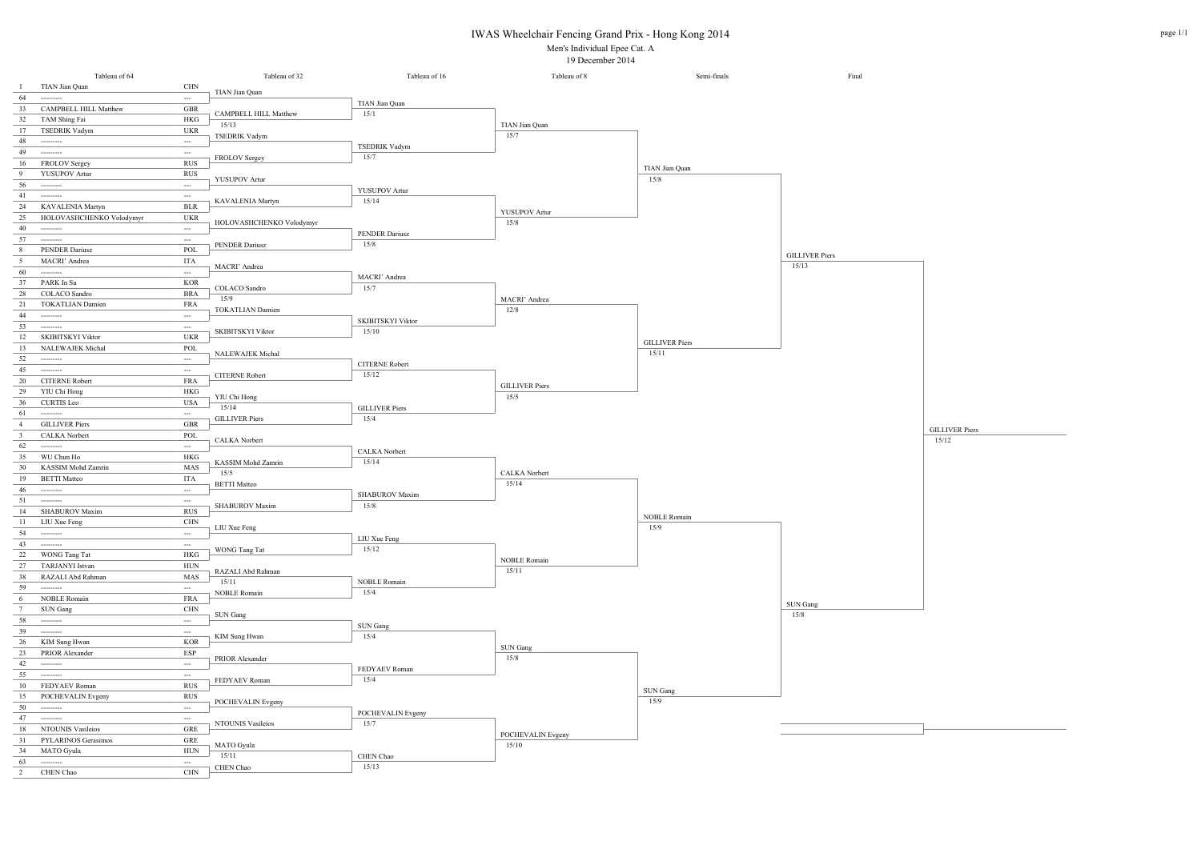# IWAS Wheelchair Fencing Grand Prix - Hong Kong 2014

## Men's Individual Epee Cat. A

19 December 2014

### Tableau of 64

| Seed | Name | Country |
|---|---|---|
| 1 | TIAN Jian Quan | CHN |
| 64 | ---------- | --- |
| 33 | CAMPBELL HILL Matthew | GBR |
| 32 | TAM Shing Fai | HKG |
| 17 | TSEDRIK Vadym | UKR |
| 48 | ---------- | --- |
| 49 | ---------- | --- |
| 16 | FROLOV Sergey | RUS |
| 9 | YUSUPOV Artur | RUS |
| 56 | ---------- | --- |
| 41 | ---------- | --- |
| 24 | KAVALENIA Martyn | BLR |
| 25 | HOLOVASHCHENKO Volodymyr | UKR |
| 40 | ---------- | --- |
| 57 | ---------- | --- |
| 8 | PENDER Dariusz | POL |
| 5 | MACRI' Andrea | ITA |
| 60 | ---------- | --- |
| 37 | PARK In Su | KOR |
| 28 | COLACO Sandro | BRA |
| 21 | TOKATLIAN Damien | FRA |
| 44 | ---------- | --- |
| 53 | ---------- | --- |
| 12 | SKIBITSKYI Viktor | UKR |
| 13 | NALEWAJEK Michal | POL |
| 52 | ---------- | --- |
| 45 | ---------- | --- |
| 20 | CITERNE Robert | FRA |
| 29 | YIU Chi Hong | HKG |
| 36 | CURTIS Leo | USA |
| 61 | ---------- | --- |
| 4 | GILLIVER Piers | GBR |
| 3 | CALKA Norbert | POL |
| 62 | ---------- | --- |
| 35 | WU Chun Ho | HKG |
| 30 | KASSIM Mohd Zamrin | MAS |
| 19 | BETTI Matteo | ITA |
| 46 | ---------- | --- |
| 51 | ---------- | --- |
| 14 | SHABUROV Maxim | RUS |
| 11 | LIU Xue Feng | CHN |
| 54 | ---------- | --- |
| 43 | ---------- | --- |
| 22 | WONG Tang Tat | HKG |
| 27 | TARJANYI Istvan | HUN |
| 38 | RAZALI Abd Rahman | MAS |
| 59 | ---------- | --- |
| 6 | NOBLE Romain | FRA |
| 7 | SUN Gang | CHN |
| 58 | ---------- | --- |
| 39 | ---------- | --- |
| 26 | KIM Sung Hwan | KOR |
| 23 | PRIOR Alexander | ESP |
| 42 | ---------- | --- |
| 55 | ---------- | --- |
| 10 | FEDYAEV Roman | RUS |
| 15 | POCHEVALIN Evgeny | RUS |
| 50 | ---------- | --- |
| 47 | ---------- | --- |
| 18 | NTOUNIS Vasileios | GRE |
| 31 | PYLARINOS Gerasimos | GRE |
| 34 | MATO Gyula | HUN |
| 63 | ---------- | --- |
| 2 | CHEN Chao | CHN |

### Tableau of 32

| Winner | Score |
|---|---|
| TIAN Jian Quan | |
| CAMPBELL HILL Matthew | 15/13 |
| TSEDRIK Vadym | |
| FROLOV Sergey | |
| YUSUPOV Artur | |
| KAVALENIA Martyn | |
| HOLOVASHCHENKO Volodymyr | |
| PENDER Dariusz | |
| MACRI' Andrea | |
| COLACO Sandro | 15/9 |
| TOKATLIAN Damien | |
| SKIBITSKYI Viktor | |
| NALEWAJEK Michal | |
| CITERNE Robert | |
| YIU Chi Hong | 15/14 |
| GILLIVER Piers | |
| CALKA Norbert | |
| KASSIM Mohd Zamrin | 15/5 |
| BETTI Matteo | |
| SHABUROV Maxim | |
| LIU Xue Feng | |
| WONG Tang Tat | |
| RAZALI Abd Rahman | 15/11 |
| NOBLE Romain | |
| SUN Gang | |
| KIM Sung Hwan | |
| PRIOR Alexander | |
| FEDYAEV Roman | |
| POCHEVALIN Evgeny | |
| NTOUNIS Vasileios | |
| MATO Gyula | 15/11 |
| CHEN Chao | |

### Tableau of 16

| Winner | Score |
|---|---|
| TIAN Jian Quan | 15/1 |
| TSEDRIK Vadym | 15/7 |
| YUSUPOV Artur | 15/14 |
| PENDER Dariusz | 15/8 |
| MACRI' Andrea | 15/7 |
| SKIBITSKYI Viktor | 15/10 |
| CITERNE Robert | 15/12 |
| GILLIVER Piers | 15/4 |
| CALKA Norbert | 15/14 |
| SHABUROV Maxim | 15/8 |
| LIU Xue Feng | 15/12 |
| NOBLE Romain | 15/4 |
| SUN Gang | 15/4 |
| FEDYAEV Roman | 15/4 |
| POCHEVALIN Evgeny | 15/7 |
| CHEN Chao | 15/13 |

### Tableau of 8

| Winner | Score |
|---|---|
| TIAN Jian Quan | 15/7 |
| YUSUPOV Artur | 15/8 |
| MACRI' Andrea | 12/8 |
| GILLIVER Piers | 15/5 |
| CALKA Norbert | 15/14 |
| NOBLE Romain | 15/11 |
| SUN Gang | 15/8 |
| POCHEVALIN Evgeny | 15/10 |

### Semi-finals

| Winner | Score |
|---|---|
| TIAN Jian Quan | 15/8 |
| GILLIVER Piers | 15/11 |
| NOBLE Romain | 15/9 |
| SUN Gang | 15/9 |

### Final

| Winner | Score |
|---|---|
| GILLIVER Piers | 15/13 |
| SUN Gang | 15/8 |

### Winner

| Winner | Score |
|---|---|
| GILLIVER Piers | 15/12 |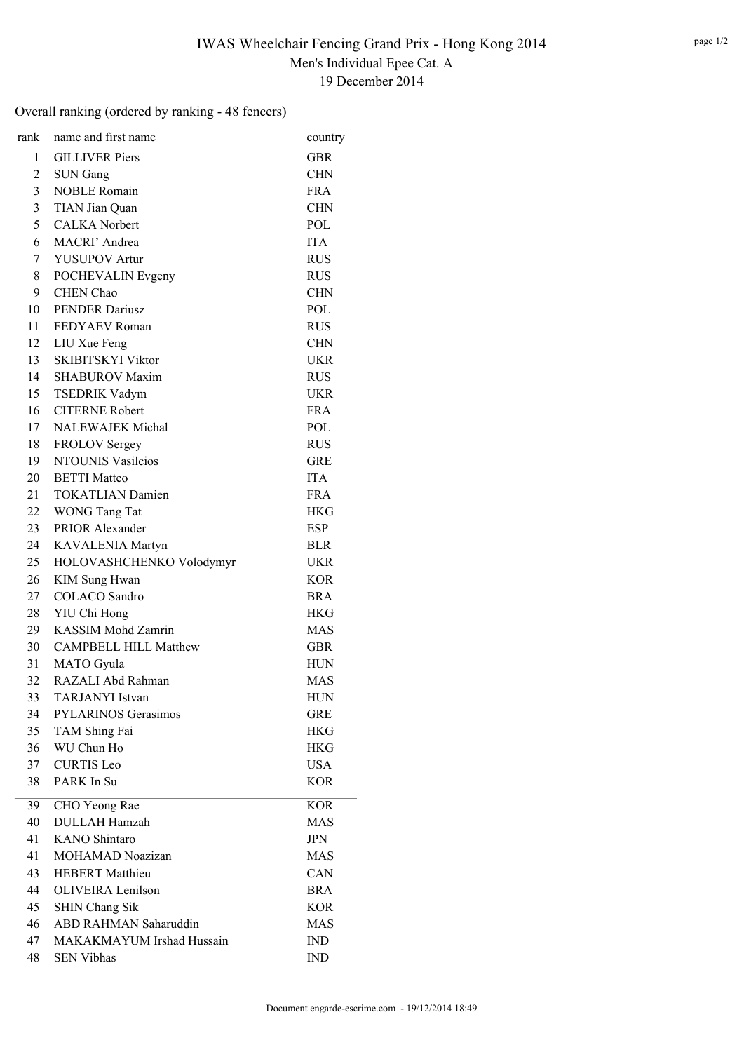# IWAS Wheelchair Fencing Grand Prix - Hong Kong 2014

## Men's Individual Epee Cat. A

## 19 December 2014

Overall ranking (ordered by ranking - 48 fencers)

| rank | name and first name | country |
|---|---|---|
| 1 | GILLIVER Piers | GBR |
| 2 | SUN Gang | CHN |
| 3 | NOBLE Romain | FRA |
| 3 | TIAN Jian Quan | CHN |
| 5 | CALKA Norbert | POL |
| 6 | MACRI' Andrea | ITA |
| 7 | YUSUPOV Artur | RUS |
| 8 | POCHEVALIN Evgeny | RUS |
| 9 | CHEN Chao | CHN |
| 10 | PENDER Dariusz | POL |
| 11 | FEDYAEV Roman | RUS |
| 12 | LIU Xue Feng | CHN |
| 13 | SKIBITSKYI Viktor | UKR |
| 14 | SHABUROV Maxim | RUS |
| 15 | TSEDRIK Vadym | UKR |
| 16 | CITERNE Robert | FRA |
| 17 | NALEWAJEK Michal | POL |
| 18 | FROLOV Sergey | RUS |
| 19 | NTOUNIS Vasileios | GRE |
| 20 | BETTI Matteo | ITA |
| 21 | TOKATLIAN Damien | FRA |
| 22 | WONG Tang Tat | HKG |
| 23 | PRIOR Alexander | ESP |
| 24 | KAVALENIA Martyn | BLR |
| 25 | HOLOVASHCHENKO Volodymyr | UKR |
| 26 | KIM Sung Hwan | KOR |
| 27 | COLACO Sandro | BRA |
| 28 | YIU Chi Hong | HKG |
| 29 | KASSIM Mohd Zamrin | MAS |
| 30 | CAMPBELL HILL Matthew | GBR |
| 31 | MATO Gyula | HUN |
| 32 | RAZALI Abd Rahman | MAS |
| 33 | TARJANYI Istvan | HUN |
| 34 | PYLARINOS Gerasimos | GRE |
| 35 | TAM Shing Fai | HKG |
| 36 | WU Chun Ho | HKG |
| 37 | CURTIS Leo | USA |
| 38 | PARK In Su | KOR |
| 39 | CHO Yeong Rae | KOR |
| 40 | DULLAH Hamzah | MAS |
| 41 | KANO Shintaro | JPN |
| 41 | MOHAMAD Noazizan | MAS |
| 43 | HEBERT Matthieu | CAN |
| 44 | OLIVEIRA Lenilson | BRA |
| 45 | SHIN Chang Sik | KOR |
| 46 | ABD RAHMAN Saharuddin | MAS |
| 47 | MAKAKMAYUM Irshad Hussain | IND |
| 48 | SEN Vibhas | IND |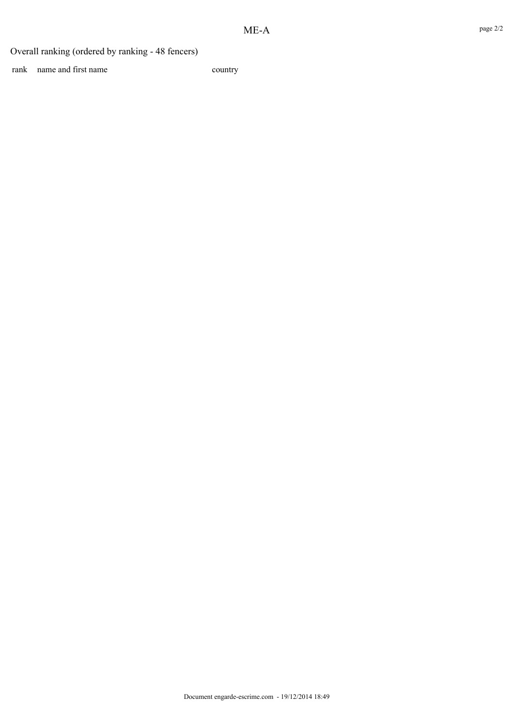Overall ranking (ordered by ranking - 48 fencers)

| rank | name and first name | country |
|---|---|---|